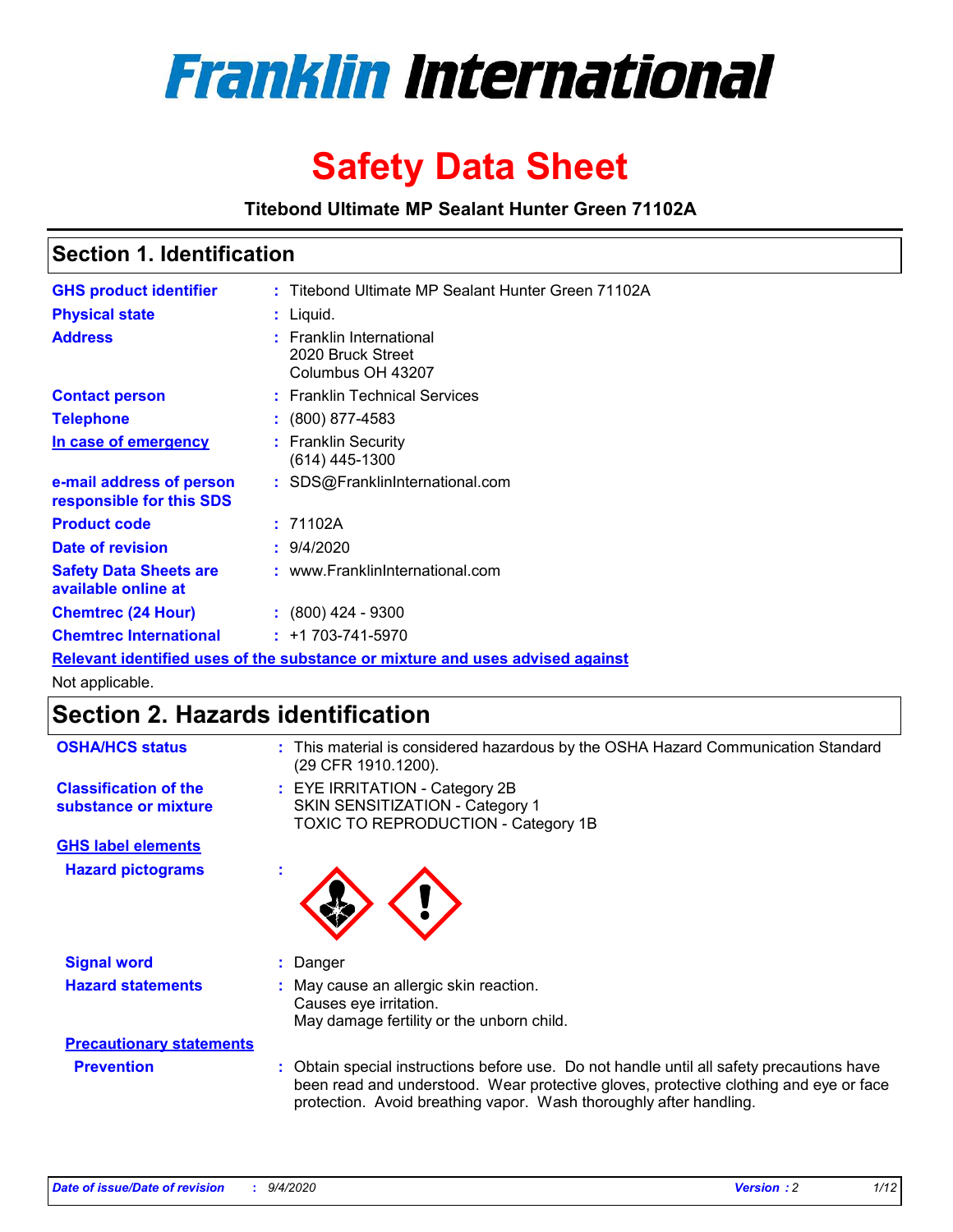# Franklin International

# Safety Data Sheet

**Titebond Ultimate MP Sealant Hunter Green 71102A**

## Section 1. Identification

| | | |
|---|---|---|
| **GHS product identifier** | : | Titebond Ultimate MP Sealant Hunter Green 71102A |
| **Physical state** | : | Liquid. |
| **Address** | : | Franklin International<br>2020 Bruck Street<br>Columbus OH 43207 |
| **Contact person** | : | Franklin Technical Services |
| **Telephone** | : | (800) 877-4583 |
| **In case of emergency** | : | Franklin Security<br>(614) 445-1300 |
| **e-mail address of person responsible for this SDS** | : | SDS@FranklinInternational.com |
| **Product code** | : | 71102A |
| **Date of revision** | : | 9/4/2020 |
| **Safety Data Sheets are available online at** | : | www.FranklinInternational.com |
| **Chemtrec (24 Hour)** | : | (800) 424 - 9300 |
| **Chemtrec International** | : | +1 703-741-5970 |

**Relevant identified uses of the substance or mixture and uses advised against**

Not applicable.

## Section 2. Hazards identification

| | | |
|---|---|---|
| **OSHA/HCS status** | : | This material is considered hazardous by the OSHA Hazard Communication Standard (29 CFR 1910.1200). |
| **Classification of the substance or mixture** | : | EYE IRRITATION - Category 2B<br>SKIN SENSITIZATION - Category 1<br>TOXIC TO REPRODUCTION - Category 1B |

**GHS label elements**

| | | |
|---|---|---|
| **Hazard pictograms** | : | |
| **Signal word** | : | Danger |
| **Hazard statements** | : | May cause an allergic skin reaction.<br>Causes eye irritation.<br>May damage fertility or the unborn child. |

**Precautionary statements**

| | | |
|---|---|---|
| **Prevention** | : | Obtain special instructions before use. Do not handle until all safety precautions have been read and understood. Wear protective gloves, protective clothing and eye or face protection. Avoid breathing vapor. Wash thoroughly after handling. |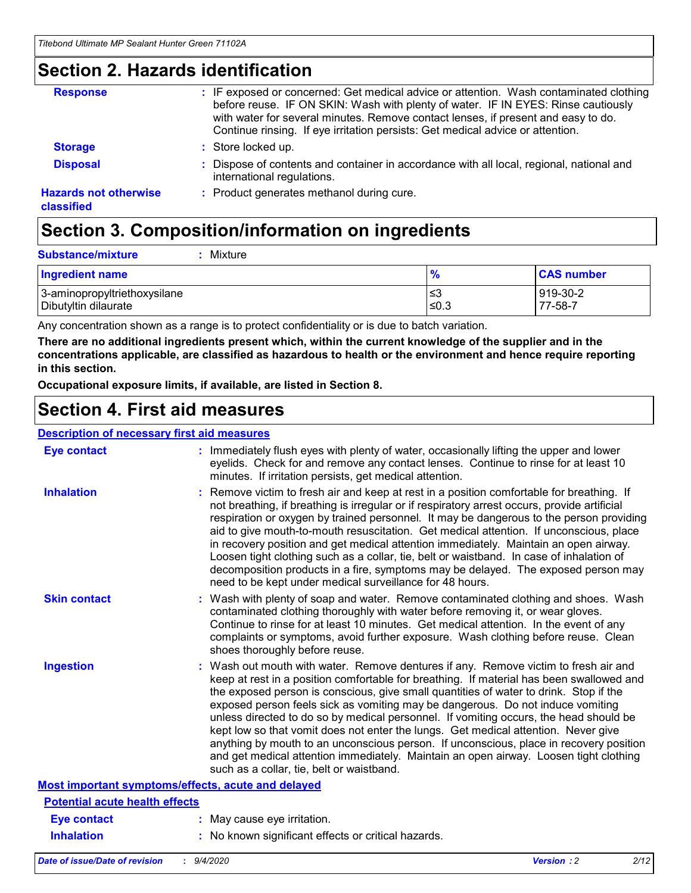## Section 2. Hazards identification

**Response** : IF exposed or concerned: Get medical advice or attention. Wash contaminated clothing before reuse. IF ON SKIN: Wash with plenty of water. IF IN EYES: Rinse cautiously with water for several minutes. Remove contact lenses, if present and easy to do. Continue rinsing. If eye irritation persists: Get medical advice or attention.

**Storage** : Store locked up.

**Disposal** : Dispose of contents and container in accordance with all local, regional, national and international regulations.

**Hazards not otherwise classified** : Product generates methanol during cure.

## Section 3. Composition/information on ingredients

**Substance/mixture** : Mixture

| Ingredient name | % | CAS number |
| --- | --- | --- |
| 3-aminopropyltriethoxysilane | ≤3 | 919-30-2 |
| Dibutyltin dilaurate | ≤0.3 | 77-58-7 |

Any concentration shown as a range is to protect confidentiality or is due to batch variation.

**There are no additional ingredients present which, within the current knowledge of the supplier and in the concentrations applicable, are classified as hazardous to health or the environment and hence require reporting in this section.**

**Occupational exposure limits, if available, are listed in Section 8.**

## Section 4. First aid measures

### Description of necessary first aid measures

**Eye contact** : Immediately flush eyes with plenty of water, occasionally lifting the upper and lower eyelids. Check for and remove any contact lenses. Continue to rinse for at least 10 minutes. If irritation persists, get medical attention.

**Inhalation** : Remove victim to fresh air and keep at rest in a position comfortable for breathing. If not breathing, if breathing is irregular or if respiratory arrest occurs, provide artificial respiration or oxygen by trained personnel. It may be dangerous to the person providing aid to give mouth-to-mouth resuscitation. Get medical attention. If unconscious, place in recovery position and get medical attention immediately. Maintain an open airway. Loosen tight clothing such as a collar, tie, belt or waistband. In case of inhalation of decomposition products in a fire, symptoms may be delayed. The exposed person may need to be kept under medical surveillance for 48 hours.

**Skin contact** : Wash with plenty of soap and water. Remove contaminated clothing and shoes. Wash contaminated clothing thoroughly with water before removing it, or wear gloves. Continue to rinse for at least 10 minutes. Get medical attention. In the event of any complaints or symptoms, avoid further exposure. Wash clothing before reuse. Clean shoes thoroughly before reuse.

**Ingestion** : Wash out mouth with water. Remove dentures if any. Remove victim to fresh air and keep at rest in a position comfortable for breathing. If material has been swallowed and the exposed person is conscious, give small quantities of water to drink. Stop if the exposed person feels sick as vomiting may be dangerous. Do not induce vomiting unless directed to do so by medical personnel. If vomiting occurs, the head should be kept low so that vomit does not enter the lungs. Get medical attention. Never give anything by mouth to an unconscious person. If unconscious, place in recovery position and get medical attention immediately. Maintain an open airway. Loosen tight clothing such as a collar, tie, belt or waistband.

### Most important symptoms/effects, acute and delayed

#### Potential acute health effects

**Eye contact** : May cause eye irritation.

**Inhalation** : No known significant effects or critical hazards.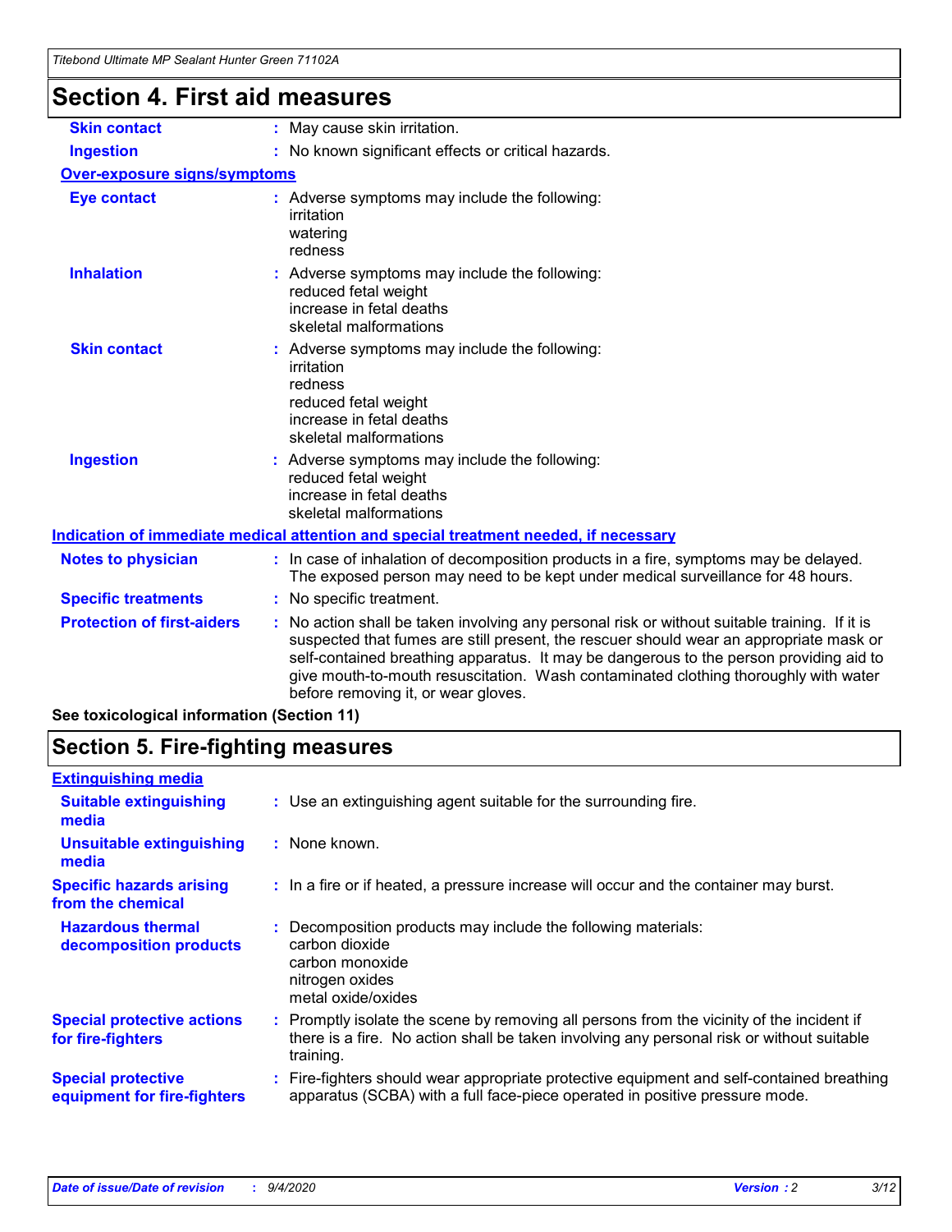# Section 4. First aid measures

| | |
|---|---|
| **Skin contact** | : May cause skin irritation. |
| **Ingestion** | : No known significant effects or critical hazards. |

**Over-exposure signs/symptoms**

| | |
|---|---|
| **Eye contact** | : Adverse symptoms may include the following:<br>irritation<br>watering<br>redness |
| **Inhalation** | : Adverse symptoms may include the following:<br>reduced fetal weight<br>increase in fetal deaths<br>skeletal malformations |
| **Skin contact** | : Adverse symptoms may include the following:<br>irritation<br>redness<br>reduced fetal weight<br>increase in fetal deaths<br>skeletal malformations |
| **Ingestion** | : Adverse symptoms may include the following:<br>reduced fetal weight<br>increase in fetal deaths<br>skeletal malformations |

**Indication of immediate medical attention and special treatment needed, if necessary**

| | |
|---|---|
| **Notes to physician** | : In case of inhalation of decomposition products in a fire, symptoms may be delayed. The exposed person may need to be kept under medical surveillance for 48 hours. |
| **Specific treatments** | : No specific treatment. |
| **Protection of first-aiders** | : No action shall be taken involving any personal risk or without suitable training. If it is suspected that fumes are still present, the rescuer should wear an appropriate mask or self-contained breathing apparatus. It may be dangerous to the person providing aid to give mouth-to-mouth resuscitation. Wash contaminated clothing thoroughly with water before removing it, or wear gloves. |

**See toxicological information (Section 11)**

# Section 5. Fire-fighting measures

**Extinguishing media**

| | |
|---|---|
| **Suitable extinguishing media** | : Use an extinguishing agent suitable for the surrounding fire. |
| **Unsuitable extinguishing media** | : None known. |
| **Specific hazards arising from the chemical** | : In a fire or if heated, a pressure increase will occur and the container may burst. |
| **Hazardous thermal decomposition products** | : Decomposition products may include the following materials:<br>carbon dioxide<br>carbon monoxide<br>nitrogen oxides<br>metal oxide/oxides |
| **Special protective actions for fire-fighters** | : Promptly isolate the scene by removing all persons from the vicinity of the incident if there is a fire. No action shall be taken involving any personal risk or without suitable training. |
| **Special protective equipment for fire-fighters** | : Fire-fighters should wear appropriate protective equipment and self-contained breathing apparatus (SCBA) with a full face-piece operated in positive pressure mode. |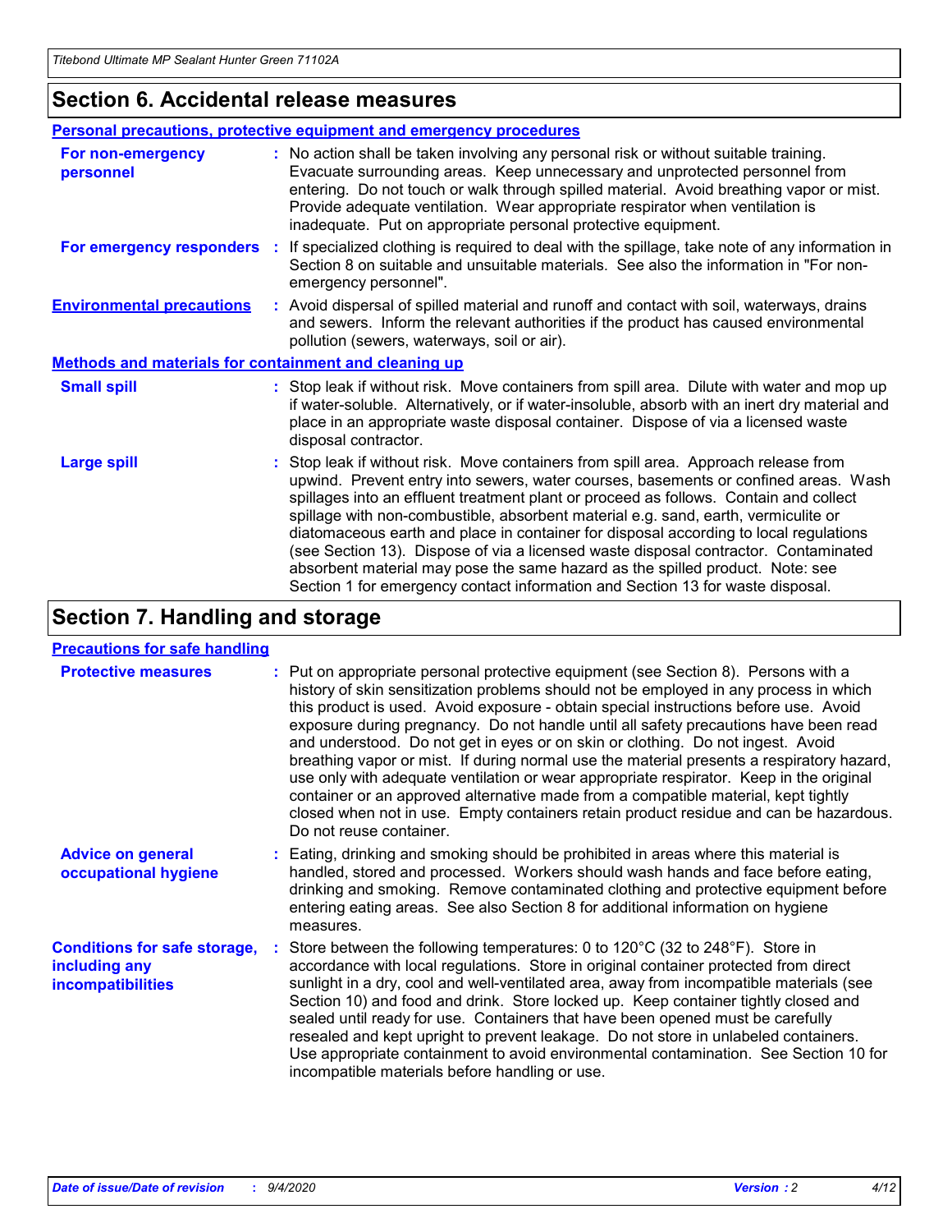## Section 6. Accidental release measures

### Personal precautions, protective equipment and emergency procedures

**For non-emergency personnel** : No action shall be taken involving any personal risk or without suitable training. Evacuate surrounding areas. Keep unnecessary and unprotected personnel from entering. Do not touch or walk through spilled material. Avoid breathing vapor or mist. Provide adequate ventilation. Wear appropriate respirator when ventilation is inadequate. Put on appropriate personal protective equipment.

**For emergency responders** : If specialized clothing is required to deal with the spillage, take note of any information in Section 8 on suitable and unsuitable materials. See also the information in "For non-emergency personnel".

**Environmental precautions** : Avoid dispersal of spilled material and runoff and contact with soil, waterways, drains and sewers. Inform the relevant authorities if the product has caused environmental pollution (sewers, waterways, soil or air).

### Methods and materials for containment and cleaning up

**Small spill** : Stop leak if without risk. Move containers from spill area. Dilute with water and mop up if water-soluble. Alternatively, or if water-insoluble, absorb with an inert dry material and place in an appropriate waste disposal container. Dispose of via a licensed waste disposal contractor.

**Large spill** : Stop leak if without risk. Move containers from spill area. Approach release from upwind. Prevent entry into sewers, water courses, basements or confined areas. Wash spillages into an effluent treatment plant or proceed as follows. Contain and collect spillage with non-combustible, absorbent material e.g. sand, earth, vermiculite or diatomaceous earth and place in container for disposal according to local regulations (see Section 13). Dispose of via a licensed waste disposal contractor. Contaminated absorbent material may pose the same hazard as the spilled product. Note: see Section 1 for emergency contact information and Section 13 for waste disposal.

## Section 7. Handling and storage

### Precautions for safe handling

**Protective measures** : Put on appropriate personal protective equipment (see Section 8). Persons with a history of skin sensitization problems should not be employed in any process in which this product is used. Avoid exposure - obtain special instructions before use. Avoid exposure during pregnancy. Do not handle until all safety precautions have been read and understood. Do not get in eyes or on skin or clothing. Do not ingest. Avoid breathing vapor or mist. If during normal use the material presents a respiratory hazard, use only with adequate ventilation or wear appropriate respirator. Keep in the original container or an approved alternative made from a compatible material, kept tightly closed when not in use. Empty containers retain product residue and can be hazardous. Do not reuse container.

**Advice on general occupational hygiene** : Eating, drinking and smoking should be prohibited in areas where this material is handled, stored and processed. Workers should wash hands and face before eating, drinking and smoking. Remove contaminated clothing and protective equipment before entering eating areas. See also Section 8 for additional information on hygiene measures.

**Conditions for safe storage, including any incompatibilities** : Store between the following temperatures: 0 to 120°C (32 to 248°F). Store in accordance with local regulations. Store in original container protected from direct sunlight in a dry, cool and well-ventilated area, away from incompatible materials (see Section 10) and food and drink. Store locked up. Keep container tightly closed and sealed until ready for use. Containers that have been opened must be carefully resealed and kept upright to prevent leakage. Do not store in unlabeled containers. Use appropriate containment to avoid environmental contamination. See Section 10 for incompatible materials before handling or use.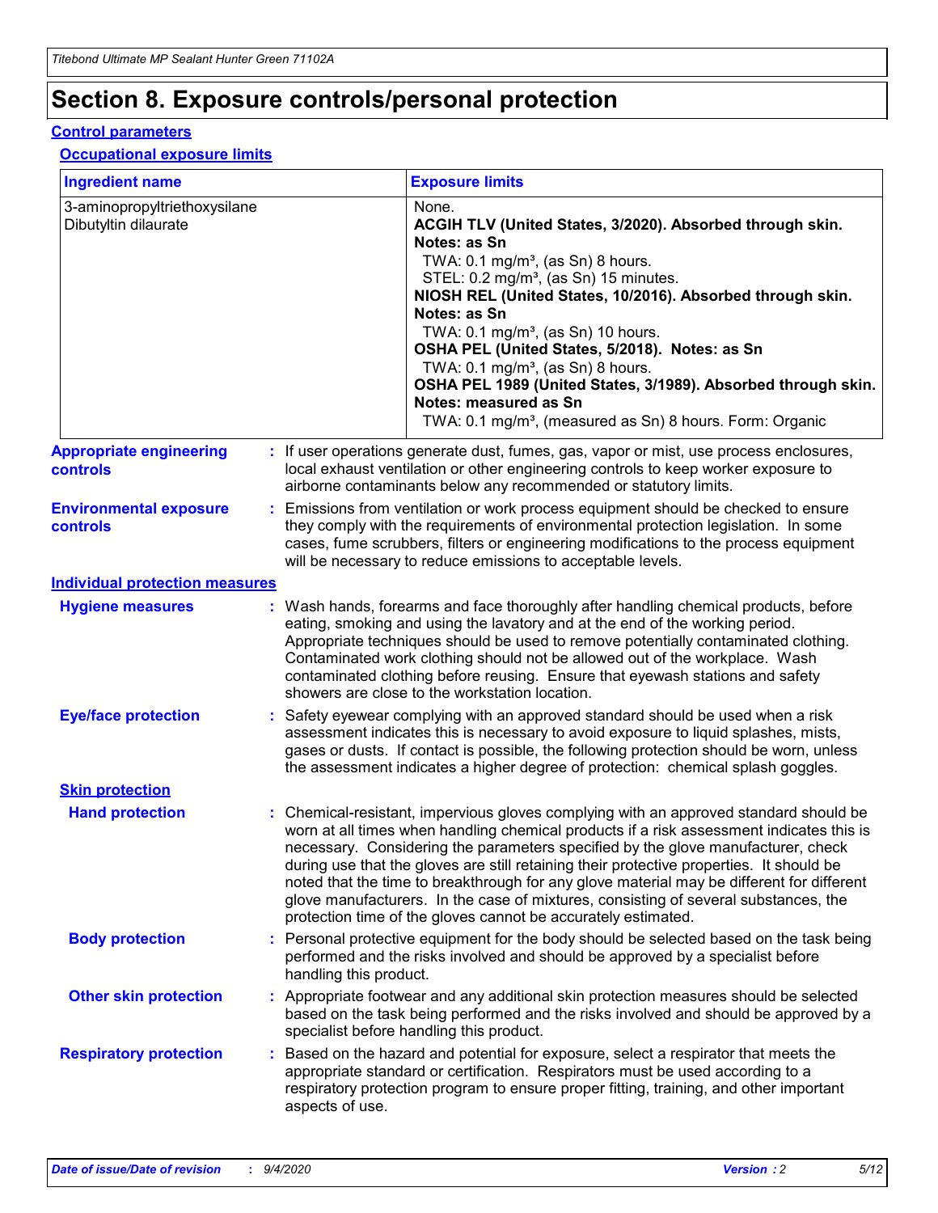# Section 8. Exposure controls/personal protection

## Control parameters

### Occupational exposure limits

| Ingredient name | Exposure limits |
| --- | --- |
| 3-aminopropyltriethoxysilane | None. |
| Dibutyltin dilaurate | **ACGIH TLV (United States, 3/2020). Absorbed through skin. Notes: as Sn**<br>TWA: 0.1 mg/m³, (as Sn) 8 hours.<br>STEL: 0.2 mg/m³, (as Sn) 15 minutes.<br>**NIOSH REL (United States, 10/2016). Absorbed through skin. Notes: as Sn**<br>TWA: 0.1 mg/m³, (as Sn) 10 hours.<br>**OSHA PEL (United States, 5/2018). Notes: as Sn**<br>TWA: 0.1 mg/m³, (as Sn) 8 hours.<br>**OSHA PEL 1989 (United States, 3/1989). Absorbed through skin. Notes: measured as Sn**<br>TWA: 0.1 mg/m³, (measured as Sn) 8 hours. Form: Organic |

**Appropriate engineering controls** : If user operations generate dust, fumes, gas, vapor or mist, use process enclosures, local exhaust ventilation or other engineering controls to keep worker exposure to airborne contaminants below any recommended or statutory limits.

**Environmental exposure controls** : Emissions from ventilation or work process equipment should be checked to ensure they comply with the requirements of environmental protection legislation. In some cases, fume scrubbers, filters or engineering modifications to the process equipment will be necessary to reduce emissions to acceptable levels.

## Individual protection measures

**Hygiene measures** : Wash hands, forearms and face thoroughly after handling chemical products, before eating, smoking and using the lavatory and at the end of the working period. Appropriate techniques should be used to remove potentially contaminated clothing. Contaminated work clothing should not be allowed out of the workplace. Wash contaminated clothing before reusing. Ensure that eyewash stations and safety showers are close to the workstation location.

**Eye/face protection** : Safety eyewear complying with an approved standard should be used when a risk assessment indicates this is necessary to avoid exposure to liquid splashes, mists, gases or dusts. If contact is possible, the following protection should be worn, unless the assessment indicates a higher degree of protection: chemical splash goggles.

### Skin protection

**Hand protection** : Chemical-resistant, impervious gloves complying with an approved standard should be worn at all times when handling chemical products if a risk assessment indicates this is necessary. Considering the parameters specified by the glove manufacturer, check during use that the gloves are still retaining their protective properties. It should be noted that the time to breakthrough for any glove material may be different for different glove manufacturers. In the case of mixtures, consisting of several substances, the protection time of the gloves cannot be accurately estimated.

**Body protection** : Personal protective equipment for the body should be selected based on the task being performed and the risks involved and should be approved by a specialist before handling this product.

**Other skin protection** : Appropriate footwear and any additional skin protection measures should be selected based on the task being performed and the risks involved and should be approved by a specialist before handling this product.

**Respiratory protection** : Based on the hazard and potential for exposure, select a respirator that meets the appropriate standard or certification. Respirators must be used according to a respiratory protection program to ensure proper fitting, training, and other important aspects of use.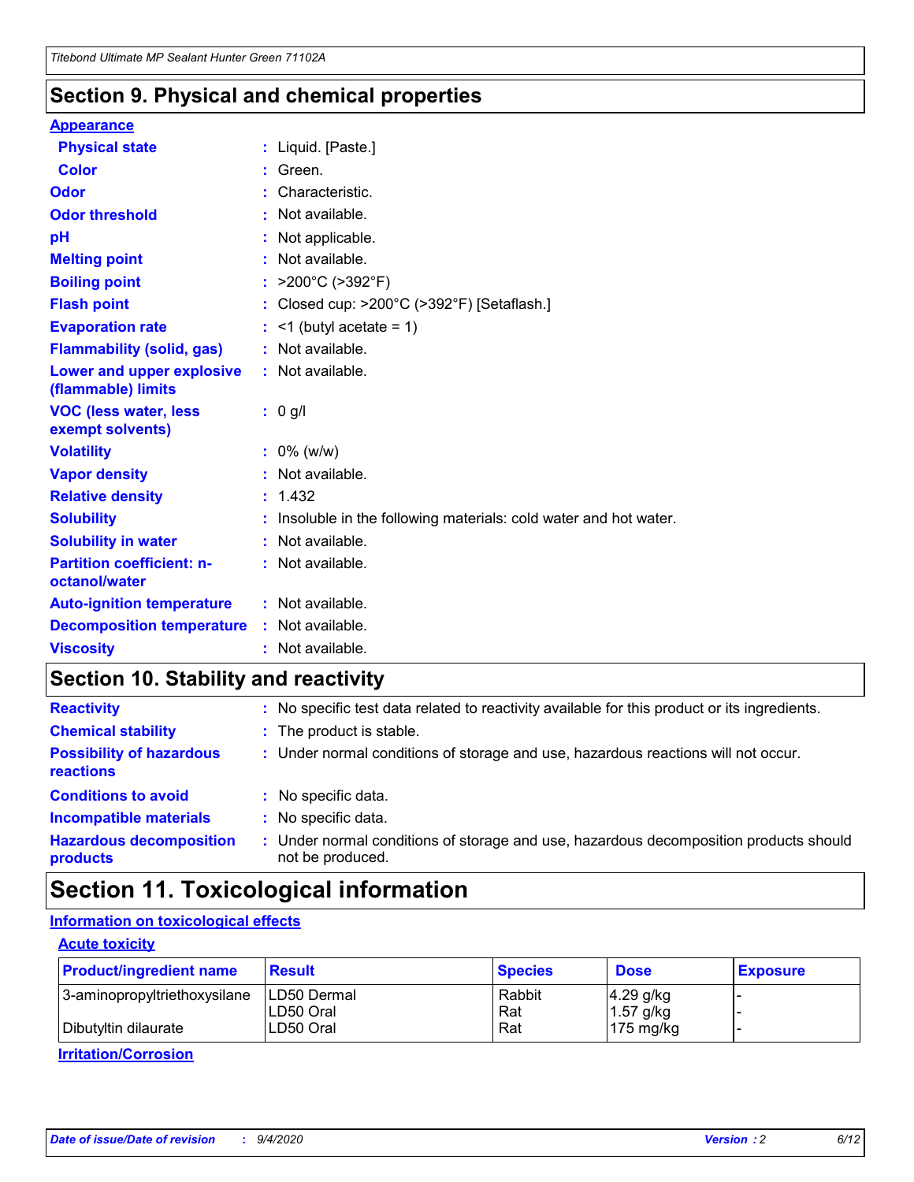## Section 9. Physical and chemical properties

**Appearance**

| | | |
|---|---|---|
| **Physical state** | : | Liquid. [Paste.] |
| **Color** | : | Green. |
| **Odor** | : | Characteristic. |
| **Odor threshold** | : | Not available. |
| **pH** | : | Not applicable. |
| **Melting point** | : | Not available. |
| **Boiling point** | : | >200°C (>392°F) |
| **Flash point** | : | Closed cup: >200°C (>392°F) [Setaflash.] |
| **Evaporation rate** | : | <1 (butyl acetate = 1) |
| **Flammability (solid, gas)** | : | Not available. |
| **Lower and upper explosive (flammable) limits** | : | Not available. |
| **VOC (less water, less exempt solvents)** | : | 0 g/l |
| **Volatility** | : | 0% (w/w) |
| **Vapor density** | : | Not available. |
| **Relative density** | : | 1.432 |
| **Solubility** | : | Insoluble in the following materials: cold water and hot water. |
| **Solubility in water** | : | Not available. |
| **Partition coefficient: n-octanol/water** | : | Not available. |
| **Auto-ignition temperature** | : | Not available. |
| **Decomposition temperature** | : | Not available. |
| **Viscosity** | : | Not available. |

## Section 10. Stability and reactivity

| | | |
|---|---|---|
| **Reactivity** | : | No specific test data related to reactivity available for this product or its ingredients. |
| **Chemical stability** | : | The product is stable. |
| **Possibility of hazardous reactions** | : | Under normal conditions of storage and use, hazardous reactions will not occur. |
| **Conditions to avoid** | : | No specific data. |
| **Incompatible materials** | : | No specific data. |
| **Hazardous decomposition products** | : | Under normal conditions of storage and use, hazardous decomposition products should not be produced. |

## Section 11. Toxicological information

**Information on toxicological effects**

**Acute toxicity**

| Product/ingredient name | Result | Species | Dose | Exposure |
|---|---|---|---|---|
| 3-aminopropyltriethoxysilane | LD50 Dermal | Rabbit | 4.29 g/kg | - |
| | LD50 Oral | Rat | 1.57 g/kg | - |
| Dibutyltin dilaurate | LD50 Oral | Rat | 175 mg/kg | - |

**Irritation/Corrosion**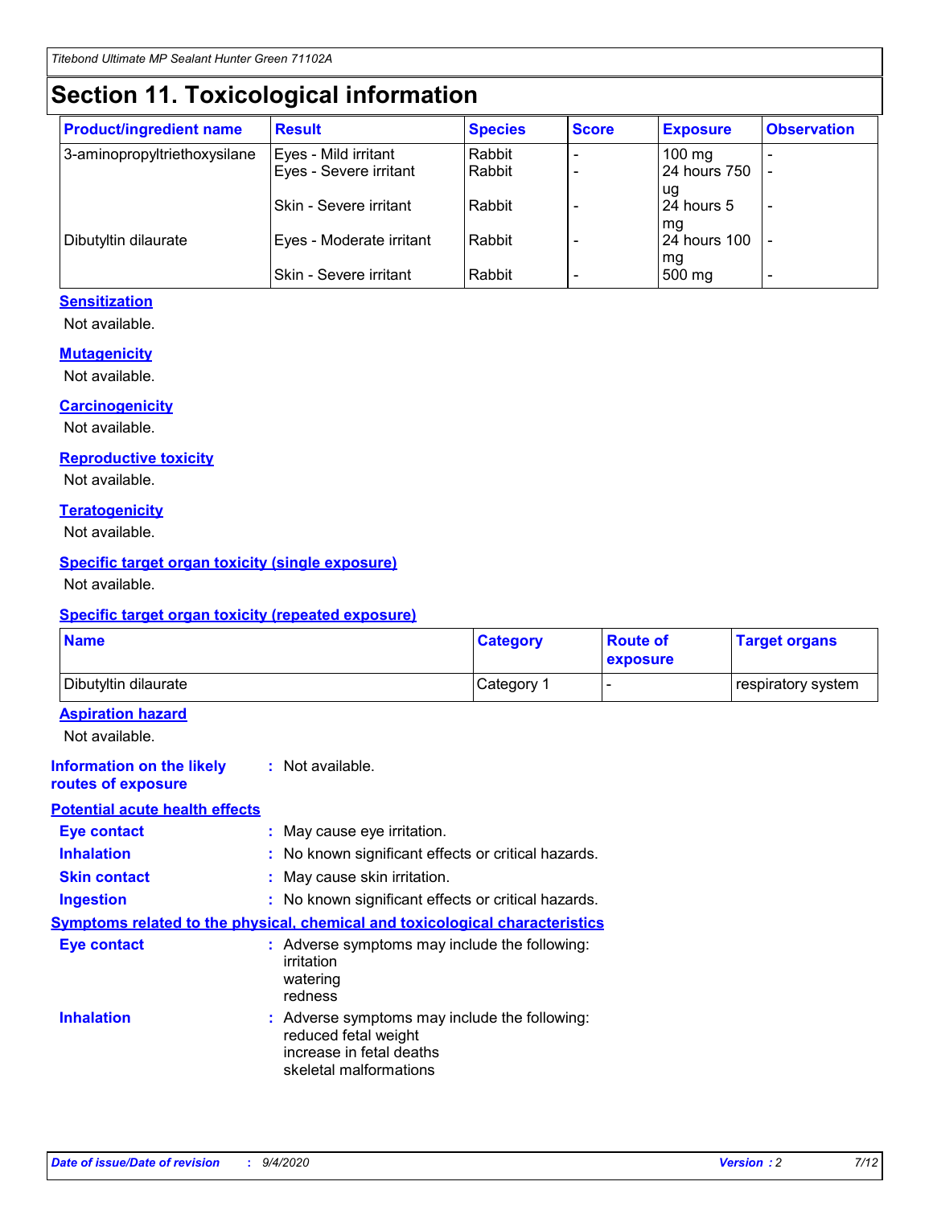# Section 11. Toxicological information

| Product/ingredient name | Result | Species | Score | Exposure | Observation |
|---|---|---|---|---|---|
| 3-aminopropyltriethoxysilane | Eyes - Mild irritant | Rabbit | - | 100 mg | - |
| | Eyes - Severe irritant | Rabbit | - | 24 hours 750 ug | - |
| | Skin - Severe irritant | Rabbit | - | 24 hours 5 mg | - |
| Dibutyltin dilaurate | Eyes - Moderate irritant | Rabbit | - | 24 hours 100 mg | - |
| | Skin - Severe irritant | Rabbit | - | 500 mg | - |

**Sensitization**

Not available.

**Mutagenicity**

Not available.

**Carcinogenicity**

Not available.

**Reproductive toxicity**

Not available.

**Teratogenicity**

Not available.

**Specific target organ toxicity (single exposure)**

Not available.

**Specific target organ toxicity (repeated exposure)**

| Name | Category | Route of exposure | Target organs |
|---|---|---|---|
| Dibutyltin dilaurate | Category 1 | - | respiratory system |

**Aspiration hazard**

Not available.

**Information on the likely routes of exposure** : Not available.

**Potential acute health effects**

**Eye contact** : May cause eye irritation.

**Inhalation** : No known significant effects or critical hazards.

**Skin contact** : May cause skin irritation.

**Ingestion** : No known significant effects or critical hazards.

**Symptoms related to the physical, chemical and toxicological characteristics**

**Eye contact** : Adverse symptoms may include the following:
irritation
watering
redness

**Inhalation** : Adverse symptoms may include the following:
reduced fetal weight
increase in fetal deaths
skeletal malformations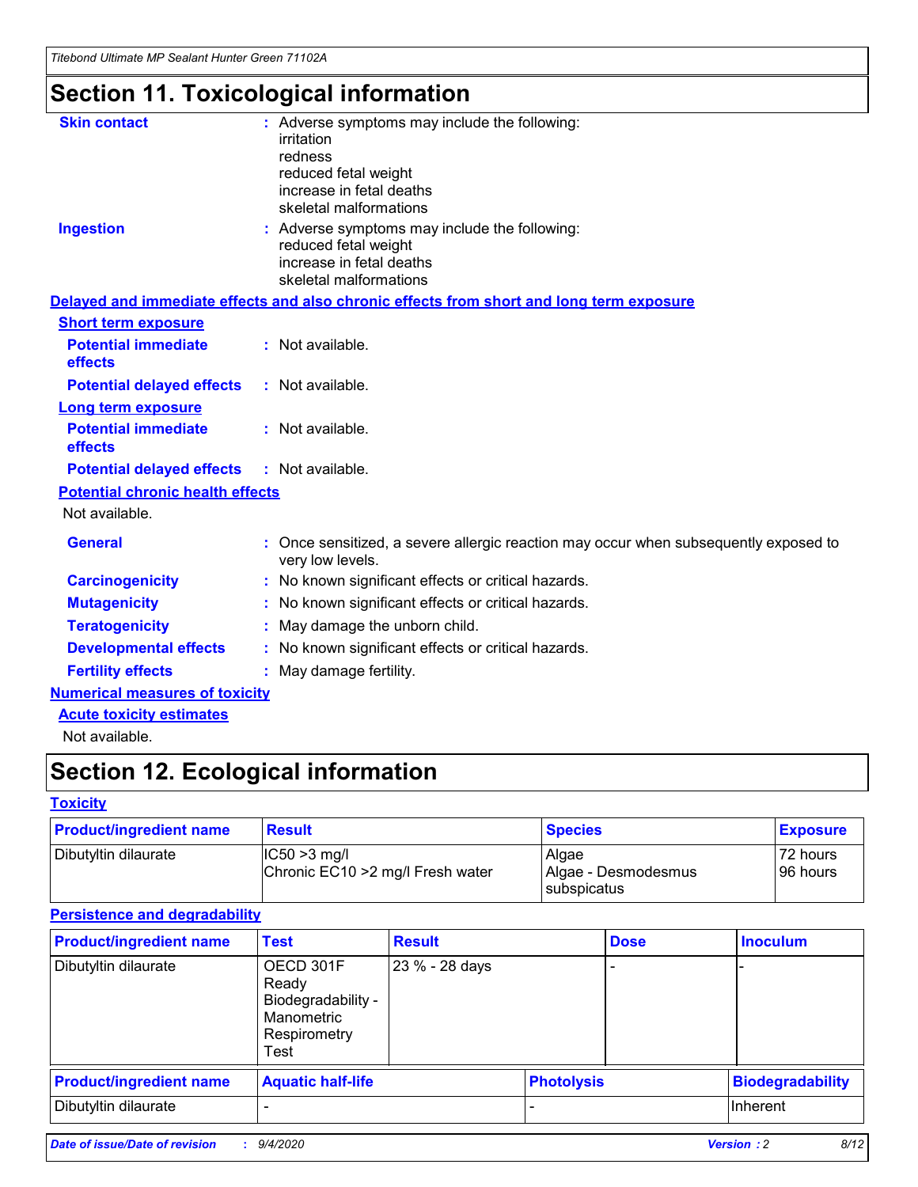# Section 11. Toxicological information

**Skin contact** : Adverse symptoms may include the following:
irritation
redness
reduced fetal weight
increase in fetal deaths
skeletal malformations

**Ingestion** : Adverse symptoms may include the following:
reduced fetal weight
increase in fetal deaths
skeletal malformations

**Delayed and immediate effects and also chronic effects from short and long term exposure**

**Short term exposure**

**Potential immediate effects** : Not available.

**Potential delayed effects** : Not available.

**Long term exposure**

**Potential immediate effects** : Not available.

**Potential delayed effects** : Not available.

**Potential chronic health effects**

Not available.

**General** : Once sensitized, a severe allergic reaction may occur when subsequently exposed to very low levels.

**Carcinogenicity** : No known significant effects or critical hazards.

**Mutagenicity** : No known significant effects or critical hazards.

**Teratogenicity** : May damage the unborn child.

**Developmental effects** : No known significant effects or critical hazards.

**Fertility effects** : May damage fertility.

**Numerical measures of toxicity**

**Acute toxicity estimates**

Not available.

# Section 12. Ecological information

**Toxicity**

| Product/ingredient name | Result | Species | Exposure |
|---|---|---|---|
| Dibutyltin dilaurate | IC50 >3 mg/l<br>Chronic EC10 >2 mg/l Fresh water | Algae<br>Algae - Desmodesmus subspicatus | 72 hours<br>96 hours |

**Persistence and degradability**

| Product/ingredient name | Test | Result | Dose | Inoculum |
|---|---|---|---|---|
| Dibutyltin dilaurate | OECD 301F Ready Biodegradability - Manometric Respirometry Test | 23 % - 28 days | - | - |

| Product/ingredient name | Aquatic half-life | Photolysis | Biodegradability |
|---|---|---|---|
| Dibutyltin dilaurate | - | - | Inherent |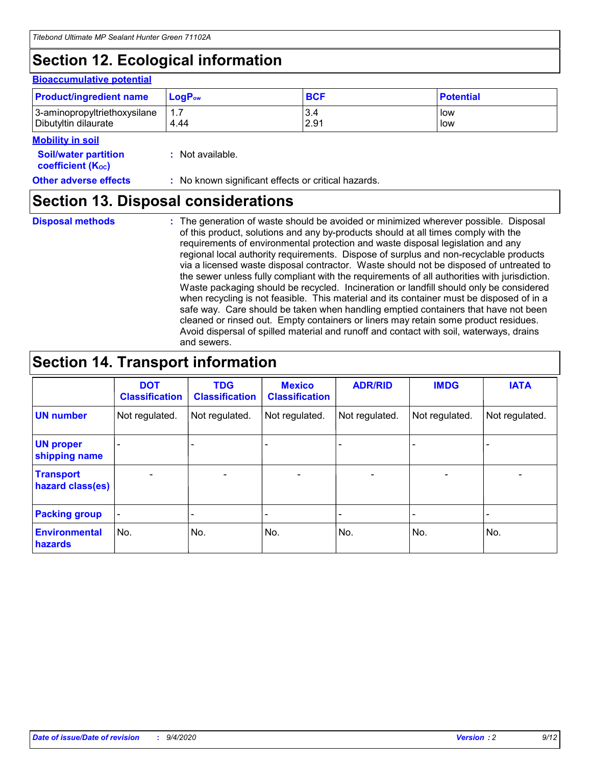## Section 12. Ecological information

### Bioaccumulative potential

| Product/ingredient name | $LogP_{ow}$ | BCF | Potential |
|---|---|---|---|
| 3-aminopropyltriethoxysilane | 1.7 | 3.4 | low |
| Dibutyltin dilaurate | 4.44 | 2.91 | low |

### Mobility in soil

**Soil/water partition coefficient ($K_{OC}$)** : Not available.

**Other adverse effects** : No known significant effects or critical hazards.

## Section 13. Disposal considerations

**Disposal methods** : The generation of waste should be avoided or minimized wherever possible. Disposal of this product, solutions and any by-products should at all times comply with the requirements of environmental protection and waste disposal legislation and any regional local authority requirements. Dispose of surplus and non-recyclable products via a licensed waste disposal contractor. Waste should not be disposed of untreated to the sewer unless fully compliant with the requirements of all authorities with jurisdiction. Waste packaging should be recycled. Incineration or landfill should only be considered when recycling is not feasible. This material and its container must be disposed of in a safe way. Care should be taken when handling emptied containers that have not been cleaned or rinsed out. Empty containers or liners may retain some product residues. Avoid dispersal of spilled material and runoff and contact with soil, waterways, drains and sewers.

## Section 14. Transport information

| | DOT Classification | TDG Classification | Mexico Classification | ADR/RID | IMDG | IATA |
|---|---|---|---|---|---|---|
| UN number | Not regulated. | Not regulated. | Not regulated. | Not regulated. | Not regulated. | Not regulated. |
| UN proper shipping name | - | - | - | - | - | - |
| Transport hazard class(es) | - | - | - | - | - | - |
| Packing group | - | - | - | - | - | - |
| Environmental hazards | No. | No. | No. | No. | No. | No. |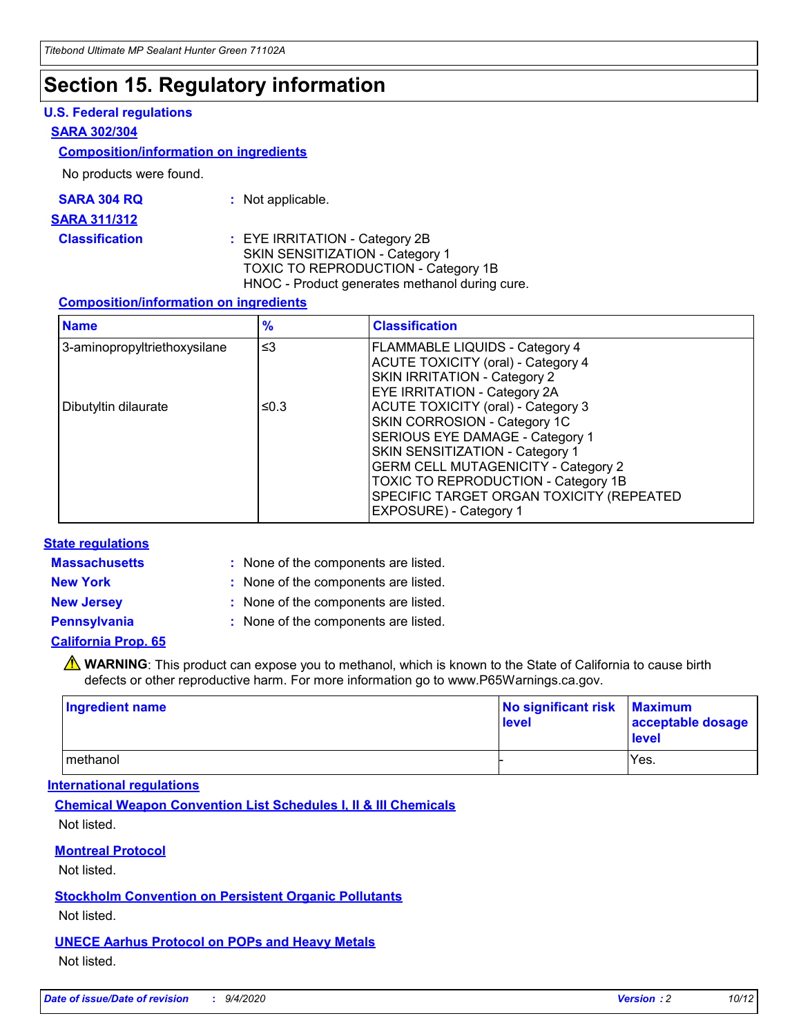# Section 15. Regulatory information

### U.S. Federal regulations

**SARA 302/304**

**Composition/information on ingredients**

No products were found.

**SARA 304 RQ** : Not applicable.

**SARA 311/312**

**Classification** : EYE IRRITATION - Category 2B
SKIN SENSITIZATION - Category 1
TOXIC TO REPRODUCTION - Category 1B
HNOC - Product generates methanol during cure.

**Composition/information on ingredients**

| Name | % | Classification |
| --- | --- | --- |
| 3-aminopropyltriethoxysilane | ≤3 | FLAMMABLE LIQUIDS - Category 4<br>ACUTE TOXICITY (oral) - Category 4<br>SKIN IRRITATION - Category 2<br>EYE IRRITATION - Category 2A |
| Dibutyltin dilaurate | ≤0.3 | ACUTE TOXICITY (oral) - Category 3<br>SKIN CORROSION - Category 1C<br>SERIOUS EYE DAMAGE - Category 1<br>SKIN SENSITIZATION - Category 1<br>GERM CELL MUTAGENICITY - Category 2<br>TOXIC TO REPRODUCTION - Category 1B<br>SPECIFIC TARGET ORGAN TOXICITY (REPEATED EXPOSURE) - Category 1 |

### State regulations

**Massachusetts** : None of the components are listed.

**New York** : None of the components are listed.

**New Jersey** : None of the components are listed.

**Pennsylvania** : None of the components are listed.

**California Prop. 65**

⚠ **WARNING**: This product can expose you to methanol, which is known to the State of California to cause birth defects or other reproductive harm. For more information go to www.P65Warnings.ca.gov.

| Ingredient name | No significant risk level | Maximum acceptable dosage level |
| --- | --- | --- |
| methanol | - | Yes. |

### International regulations

**Chemical Weapon Convention List Schedules I, II & III Chemicals**

Not listed.

**Montreal Protocol**

Not listed.

**Stockholm Convention on Persistent Organic Pollutants**

Not listed.

**UNECE Aarhus Protocol on POPs and Heavy Metals**

Not listed.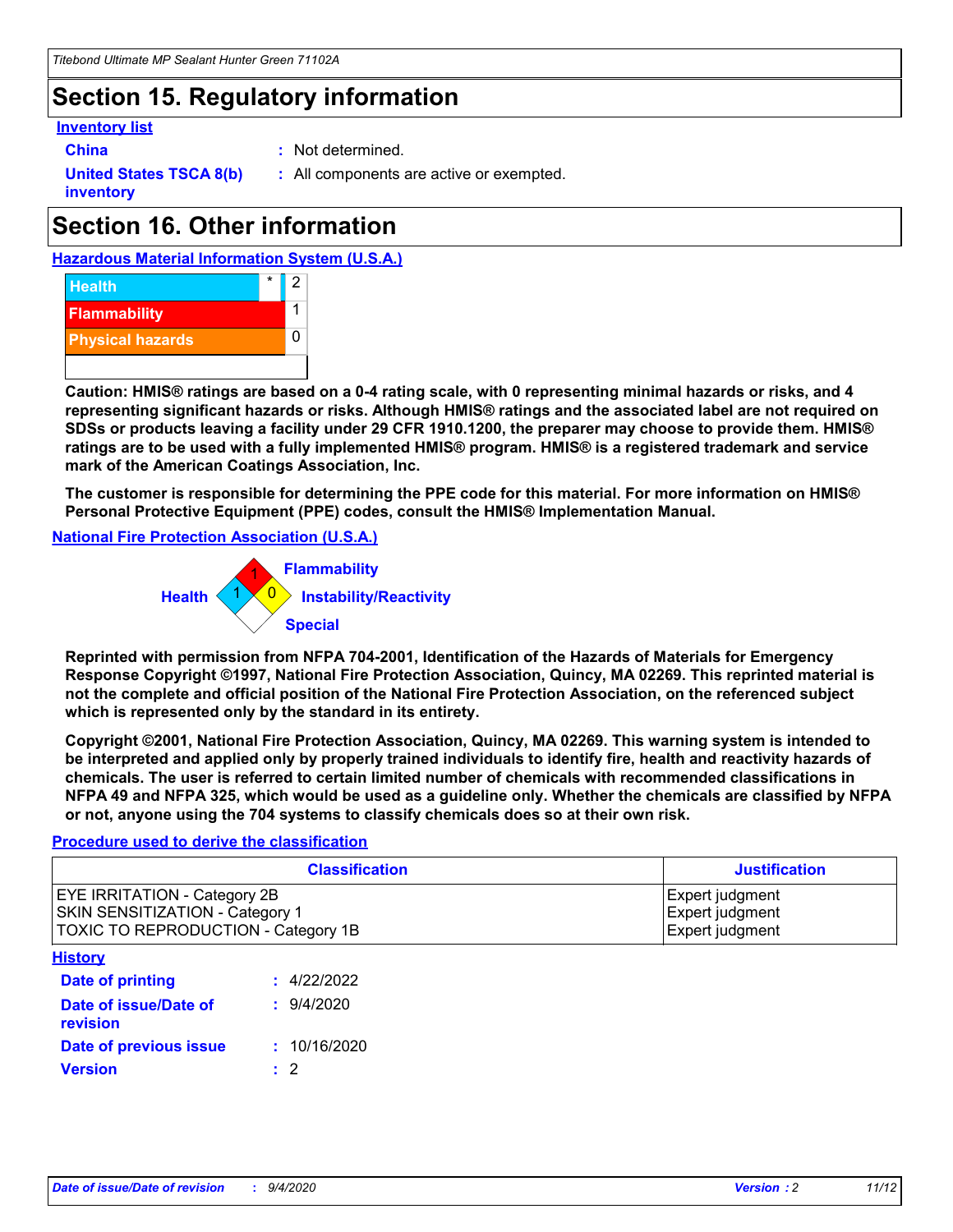## Section 15. Regulatory information

**Inventory list**

**China** : Not determined.

**United States TSCA 8(b) inventory** : All components are active or exempted.

## Section 16. Other information

**Hazardous Material Information System (U.S.A.)**

| | | |
|---|---|---|
| Health | * | 2 |
| Flammability | | 1 |
| Physical hazards | | 0 |
| | | |

**Caution: HMIS® ratings are based on a 0-4 rating scale, with 0 representing minimal hazards or risks, and 4 representing significant hazards or risks. Although HMIS® ratings and the associated label are not required on SDSs or products leaving a facility under 29 CFR 1910.1200, the preparer may choose to provide them. HMIS® ratings are to be used with a fully implemented HMIS® program. HMIS® is a registered trademark and service mark of the American Coatings Association, Inc.**

**The customer is responsible for determining the PPE code for this material. For more information on HMIS® Personal Protective Equipment (PPE) codes, consult the HMIS® Implementation Manual.**

**National Fire Protection Association (U.S.A.)**

Flammability: 1
Health: 1
Instability/Reactivity: 0
Special:

**Reprinted with permission from NFPA 704-2001, Identification of the Hazards of Materials for Emergency Response Copyright ©1997, National Fire Protection Association, Quincy, MA 02269. This reprinted material is not the complete and official position of the National Fire Protection Association, on the referenced subject which is represented only by the standard in its entirety.**

**Copyright ©2001, National Fire Protection Association, Quincy, MA 02269. This warning system is intended to be interpreted and applied only by properly trained individuals to identify fire, health and reactivity hazards of chemicals. The user is referred to certain limited number of chemicals with recommended classifications in NFPA 49 and NFPA 325, which would be used as a guideline only. Whether the chemicals are classified by NFPA or not, anyone using the 704 systems to classify chemicals does so at their own risk.**

**Procedure used to derive the classification**

| Classification | Justification |
|---|---|
| EYE IRRITATION - Category 2B | Expert judgment |
| SKIN SENSITIZATION - Category 1 | Expert judgment |
| TOXIC TO REPRODUCTION - Category 1B | Expert judgment |

**History**

**Date of printing** : 4/22/2022

**Date of issue/Date of revision** : 9/4/2020

**Date of previous issue** : 10/16/2020

**Version** : 2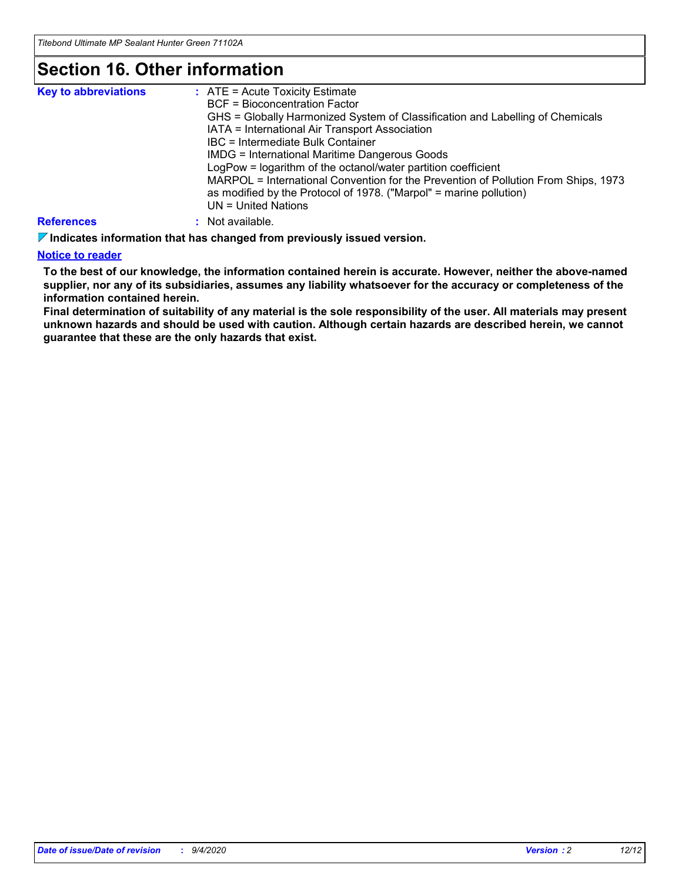# Section 16. Other information

**Key to abbreviations** : ATE = Acute Toxicity Estimate
BCF = Bioconcentration Factor
GHS = Globally Harmonized System of Classification and Labelling of Chemicals
IATA = International Air Transport Association
IBC = Intermediate Bulk Container
IMDG = International Maritime Dangerous Goods
LogPow = logarithm of the octanol/water partition coefficient
MARPOL = International Convention for the Prevention of Pollution From Ships, 1973 as modified by the Protocol of 1978. ("Marpol" = marine pollution)
UN = United Nations

**References** : Not available.

**Indicates information that has changed from previously issued version.**

**Notice to reader**

**To the best of our knowledge, the information contained herein is accurate. However, neither the above-named supplier, nor any of its subsidiaries, assumes any liability whatsoever for the accuracy or completeness of the information contained herein.**

**Final determination of suitability of any material is the sole responsibility of the user. All materials may present unknown hazards and should be used with caution. Although certain hazards are described herein, we cannot guarantee that these are the only hazards that exist.**